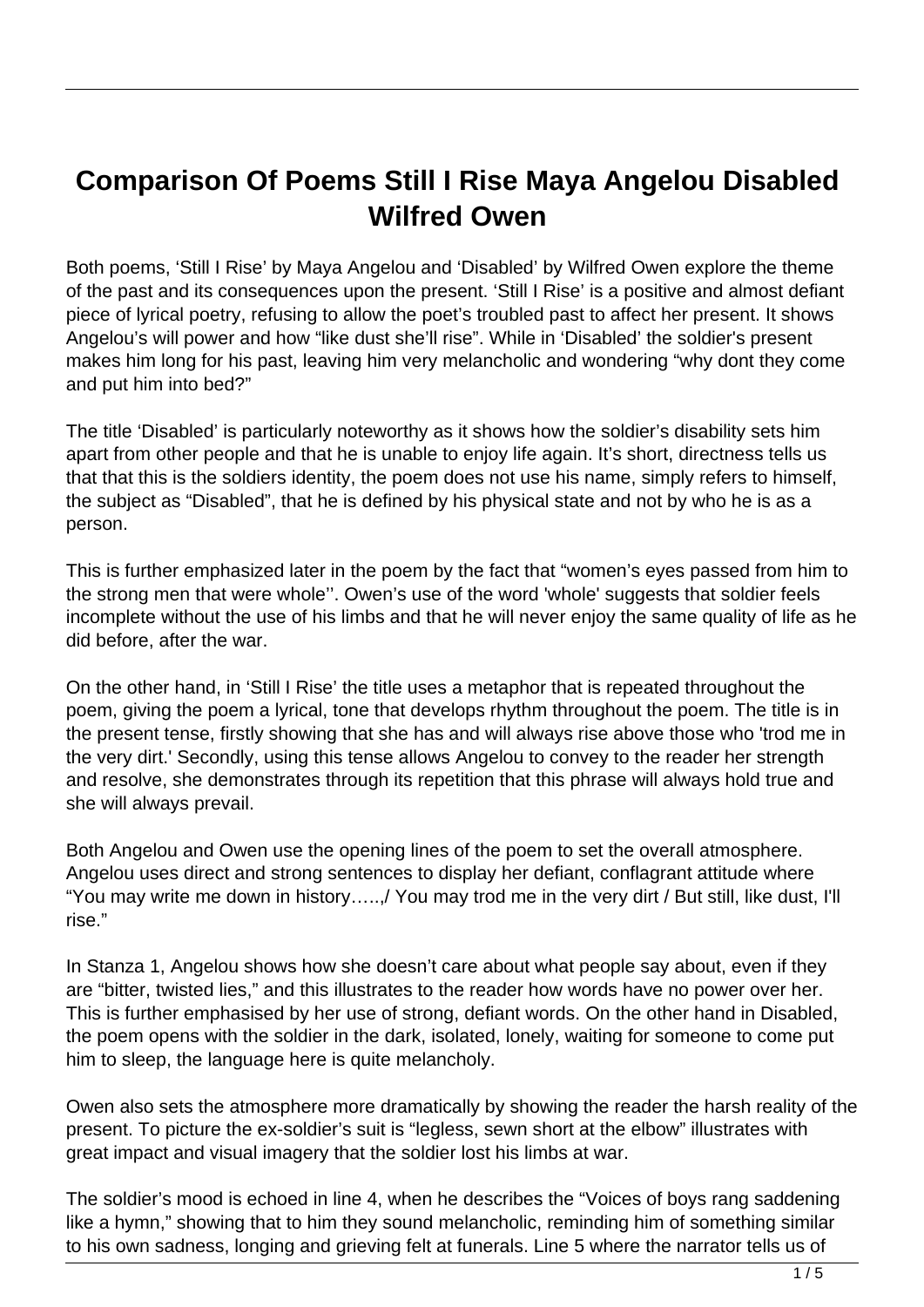# Comparison Of Poems Still I Rise Maya Angelou Disabled Wilfred Owen

Both poems, 'Still I Rise' by Maya Angelou and 'Disabled' by Wilfred Owen explore the theme of the past and its consequences upon the present. 'Still I Rise' is a positive and almost defiant piece of lyrical poetry, refusing to allow the poet's troubled past to affect her present. It shows Angelou's will power and how "like dust she'll rise". While in 'Disabled' the soldier's present makes him long for his past, leaving him very melancholic and wondering "why dont they come and put him into bed?"

The title 'Disabled' is particularly noteworthy as it shows how the soldier's disability sets him apart from other people and that he is unable to enjoy life again. It's short, directness tells us that that this is the soldiers identity, the poem does not use his name, simply refers to himself, the subject as "Disabled", that he is defined by his physical state and not by who he is as a person.

This is further emphasized later in the poem by the fact that "women's eyes passed from him to the strong men that were whole''. Owen's use of the word 'whole' suggests that soldier feels incomplete without the use of his limbs and that he will never enjoy the same quality of life as he did before, after the war.

On the other hand, in 'Still I Rise' the title uses a metaphor that is repeated throughout the poem, giving the poem a lyrical, tone that develops rhythm throughout the poem. The title is in the present tense, firstly showing that she has and will always rise above those who 'trod me in the very dirt.' Secondly, using this tense allows Angelou to convey to the reader her strength and resolve, she demonstrates through its repetition that this phrase will always hold true and she will always prevail.

Both Angelou and Owen use the opening lines of the poem to set the overall atmosphere. Angelou uses direct and strong sentences to display her defiant, conflagrant attitude where "You may write me down in history…..,/ You may trod me in the very dirt / But still, like dust, I'll rise."

In Stanza 1, Angelou shows how she doesn't care about what people say about, even if they are "bitter, twisted lies," and this illustrates to the reader how words have no power over her. This is further emphasised by her use of strong, defiant words. On the other hand in Disabled, the poem opens with the soldier in the dark, isolated, lonely, waiting for someone to come put him to sleep, the language here is quite melancholy.

Owen also sets the atmosphere more dramatically by showing the reader the harsh reality of the present. To picture the ex-soldier's suit is "legless, sewn short at the elbow" illustrates with great impact and visual imagery that the soldier lost his limbs at war.

The soldier's mood is echoed in line 4, when he describes the "Voices of boys rang saddening like a hymn," showing that to him they sound melancholic, reminding him of something similar to his own sadness, longing and grieving felt at funerals. Line 5 where the narrator tells us of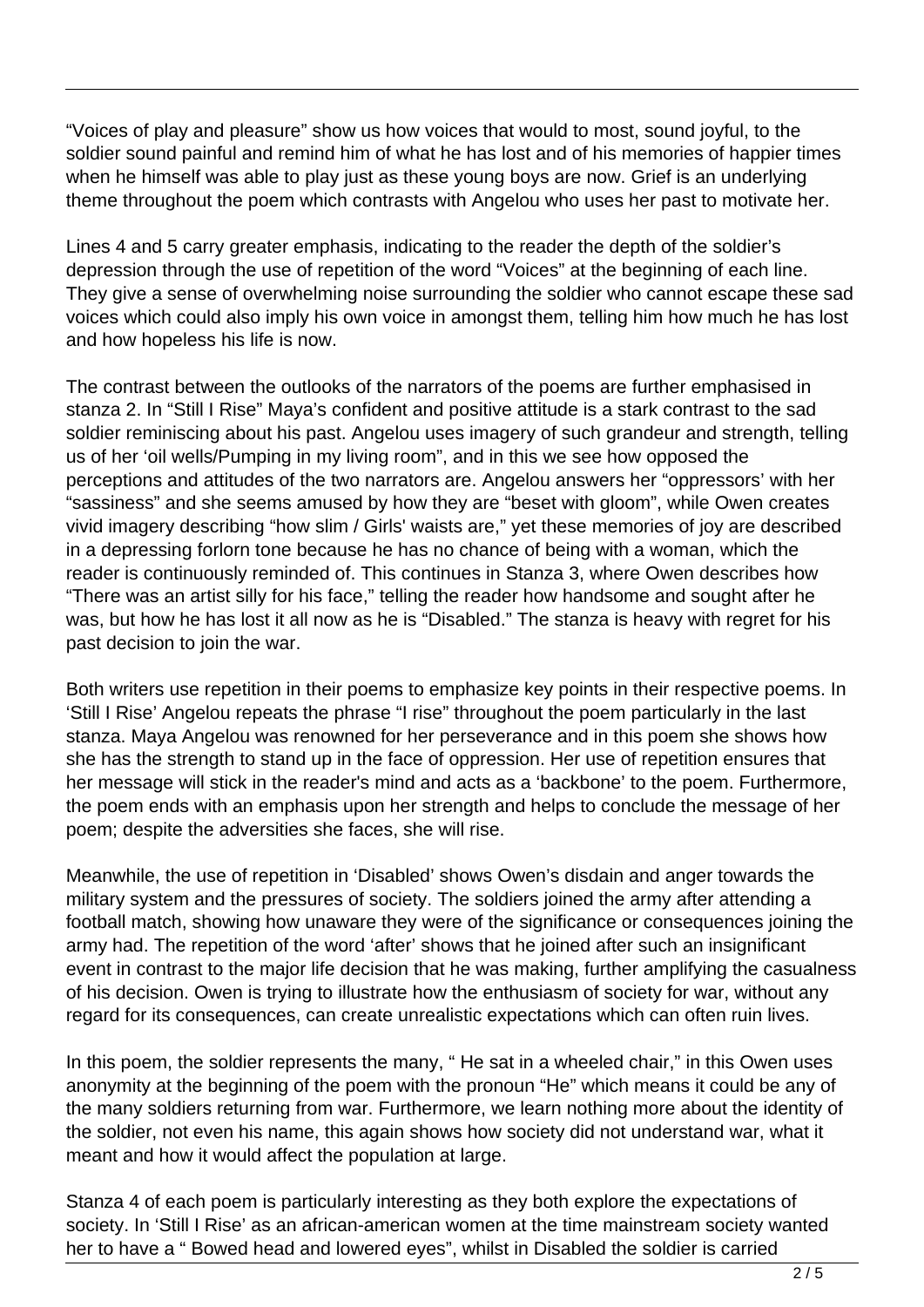"Voices of play and pleasure" show us how voices that would to most, sound joyful, to the soldier sound painful and remind him of what he has lost and of his memories of happier times when he himself was able to play just as these young boys are now. Grief is an underlying theme throughout the poem which contrasts with Angelou who uses her past to motivate her.

Lines 4 and 5 carry greater emphasis, indicating to the reader the depth of the soldier's depression through the use of repetition of the word "Voices" at the beginning of each line. They give a sense of overwhelming noise surrounding the soldier who cannot escape these sad voices which could also imply his own voice in amongst them, telling him how much he has lost and how hopeless his life is now.

The contrast between the outlooks of the narrators of the poems are further emphasised in stanza 2. In "Still I Rise" Maya's confident and positive attitude is a stark contrast to the sad soldier reminiscing about his past. Angelou uses imagery of such grandeur and strength, telling us of her 'oil wells/Pumping in my living room", and in this we see how opposed the perceptions and attitudes of the two narrators are. Angelou answers her "oppressors' with her "sassiness" and she seems amused by how they are "beset with gloom", while Owen creates vivid imagery describing "how slim / Girls' waists are," yet these memories of joy are described in a depressing forlorn tone because he has no chance of being with a woman, which the reader is continuously reminded of. This continues in Stanza 3, where Owen describes how "There was an artist silly for his face," telling the reader how handsome and sought after he was, but how he has lost it all now as he is "Disabled." The stanza is heavy with regret for his past decision to join the war.

Both writers use repetition in their poems to emphasize key points in their respective poems. In 'Still I Rise' Angelou repeats the phrase "I rise" throughout the poem particularly in the last stanza. Maya Angelou was renowned for her perseverance and in this poem she shows how she has the strength to stand up in the face of oppression. Her use of repetition ensures that her message will stick in the reader's mind and acts as a 'backbone' to the poem. Furthermore, the poem ends with an emphasis upon her strength and helps to conclude the message of her poem; despite the adversities she faces, she will rise.

Meanwhile, the use of repetition in 'Disabled' shows Owen's disdain and anger towards the military system and the pressures of society. The soldiers joined the army after attending a football match, showing how unaware they were of the significance or consequences joining the army had. The repetition of the word 'after' shows that he joined after such an insignificant event in contrast to the major life decision that he was making, further amplifying the casualness of his decision. Owen is trying to illustrate how the enthusiasm of society for war, without any regard for its consequences, can create unrealistic expectations which can often ruin lives.

In this poem, the soldier represents the many, " He sat in a wheeled chair," in this Owen uses anonymity at the beginning of the poem with the pronoun "He" which means it could be any of the many soldiers returning from war. Furthermore, we learn nothing more about the identity of the soldier, not even his name, this again shows how society did not understand war, what it meant and how it would affect the population at large.

Stanza 4 of each poem is particularly interesting as they both explore the expectations of society. In 'Still I Rise' as an african-american women at the time mainstream society wanted her to have a " Bowed head and lowered eyes", whilst in Disabled the soldier is carried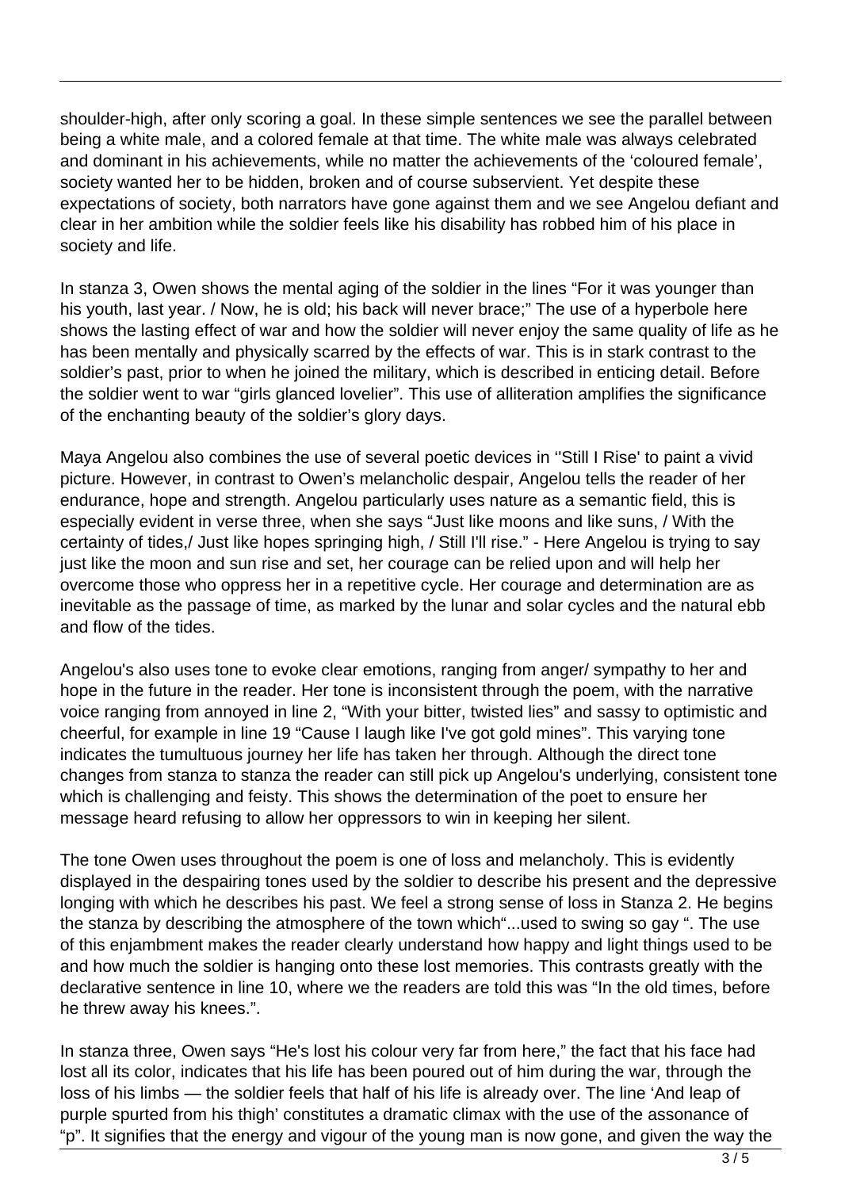shoulder-high, after only scoring a goal. In these simple sentences we see the parallel between being a white male, and a colored female at that time. The white male was always celebrated and dominant in his achievements, while no matter the achievements of the 'coloured female', society wanted her to be hidden, broken and of course subservient. Yet despite these expectations of society, both narrators have gone against them and we see Angelou defiant and clear in her ambition while the soldier feels like his disability has robbed him of his place in society and life.

In stanza 3, Owen shows the mental aging of the soldier in the lines "For it was younger than his youth, last year. / Now, he is old; his back will never brace;" The use of a hyperbole here shows the lasting effect of war and how the soldier will never enjoy the same quality of life as he has been mentally and physically scarred by the effects of war. This is in stark contrast to the soldier's past, prior to when he joined the military, which is described in enticing detail. Before the soldier went to war "girls glanced lovelier". This use of alliteration amplifies the significance of the enchanting beauty of the soldier's glory days.

Maya Angelou also combines the use of several poetic devices in ''Still I Rise' to paint a vivid picture. However, in contrast to Owen's melancholic despair, Angelou tells the reader of her endurance, hope and strength. Angelou particularly uses nature as a semantic field, this is especially evident in verse three, when she says "Just like moons and like suns, / With the certainty of tides,/ Just like hopes springing high, / Still I'll rise." - Here Angelou is trying to say just like the moon and sun rise and set, her courage can be relied upon and will help her overcome those who oppress her in a repetitive cycle. Her courage and determination are as inevitable as the passage of time, as marked by the lunar and solar cycles and the natural ebb and flow of the tides.

Angelou's also uses tone to evoke clear emotions, ranging from anger/ sympathy to her and hope in the future in the reader. Her tone is inconsistent through the poem, with the narrative voice ranging from annoyed in line 2, "With your bitter, twisted lies" and sassy to optimistic and cheerful, for example in line 19 "Cause I laugh like I've got gold mines". This varying tone indicates the tumultuous journey her life has taken her through. Although the direct tone changes from stanza to stanza the reader can still pick up Angelou's underlying, consistent tone which is challenging and feisty. This shows the determination of the poet to ensure her message heard refusing to allow her oppressors to win in keeping her silent.

The tone Owen uses throughout the poem is one of loss and melancholy. This is evidently displayed in the despairing tones used by the soldier to describe his present and the depressive longing with which he describes his past. We feel a strong sense of loss in Stanza 2. He begins the stanza by describing the atmosphere of the town which"...used to swing so gay ". The use of this enjambment makes the reader clearly understand how happy and light things used to be and how much the soldier is hanging onto these lost memories. This contrasts greatly with the declarative sentence in line 10, where we the readers are told this was "In the old times, before he threw away his knees.".

In stanza three, Owen says "He's lost his colour very far from here," the fact that his face had lost all its color, indicates that his life has been poured out of him during the war, through the loss of his limbs — the soldier feels that half of his life is already over. The line 'And leap of purple spurted from his thigh' constitutes a dramatic climax with the use of the assonance of "p". It signifies that the energy and vigour of the young man is now gone, and given the way the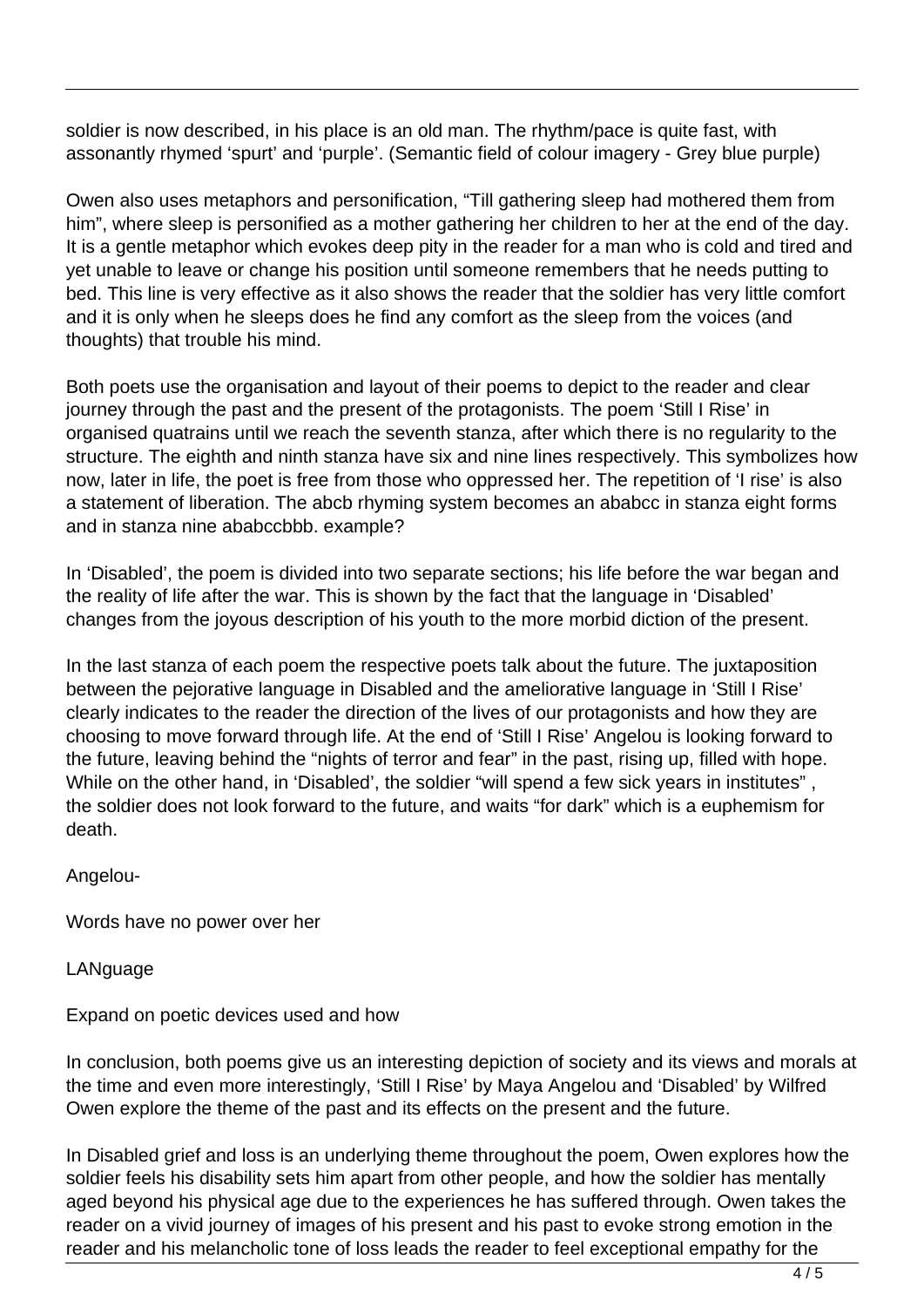soldier is now described, in his place is an old man. The rhythm/pace is quite fast, with assonantly rhymed 'spurt' and 'purple'. (Semantic field of colour imagery - Grey blue purple)

Owen also uses metaphors and personification, "Till gathering sleep had mothered them from him", where sleep is personified as a mother gathering her children to her at the end of the day. It is a gentle metaphor which evokes deep pity in the reader for a man who is cold and tired and yet unable to leave or change his position until someone remembers that he needs putting to bed. This line is very effective as it also shows the reader that the soldier has very little comfort and it is only when he sleeps does he find any comfort as the sleep from the voices (and thoughts) that trouble his mind.

Both poets use the organisation and layout of their poems to depict to the reader and clear journey through the past and the present of the protagonists. The poem 'Still I Rise' in organised quatrains until we reach the seventh stanza, after which there is no regularity to the structure. The eighth and ninth stanza have six and nine lines respectively. This symbolizes how now, later in life, the poet is free from those who oppressed her. The repetition of 'I rise' is also a statement of liberation. The abcb rhyming system becomes an ababcc in stanza eight forms and in stanza nine ababccbbb. example?

In 'Disabled', the poem is divided into two separate sections; his life before the war began and the reality of life after the war. This is shown by the fact that the language in 'Disabled' changes from the joyous description of his youth to the more morbid diction of the present.

In the last stanza of each poem the respective poets talk about the future. The juxtaposition between the pejorative language in Disabled and the ameliorative language in 'Still I Rise' clearly indicates to the reader the direction of the lives of our protagonists and how they are choosing to move forward through life. At the end of 'Still I Rise' Angelou is looking forward to the future, leaving behind the "nights of terror and fear" in the past, rising up, filled with hope. While on the other hand, in 'Disabled', the soldier "will spend a few sick years in institutes" , the soldier does not look forward to the future, and waits "for dark" which is a euphemism for death.

Angelou-

Words have no power over her

LANguage

Expand on poetic devices used and how

In conclusion, both poems give us an interesting depiction of society and its views and morals at the time and even more interestingly, 'Still I Rise' by Maya Angelou and 'Disabled' by Wilfred Owen explore the theme of the past and its effects on the present and the future.

In Disabled grief and loss is an underlying theme throughout the poem, Owen explores how the soldier feels his disability sets him apart from other people, and how the soldier has mentally aged beyond his physical age due to the experiences he has suffered through. Owen takes the reader on a vivid journey of images of his present and his past to evoke strong emotion in the reader and his melancholic tone of loss leads the reader to feel exceptional empathy for the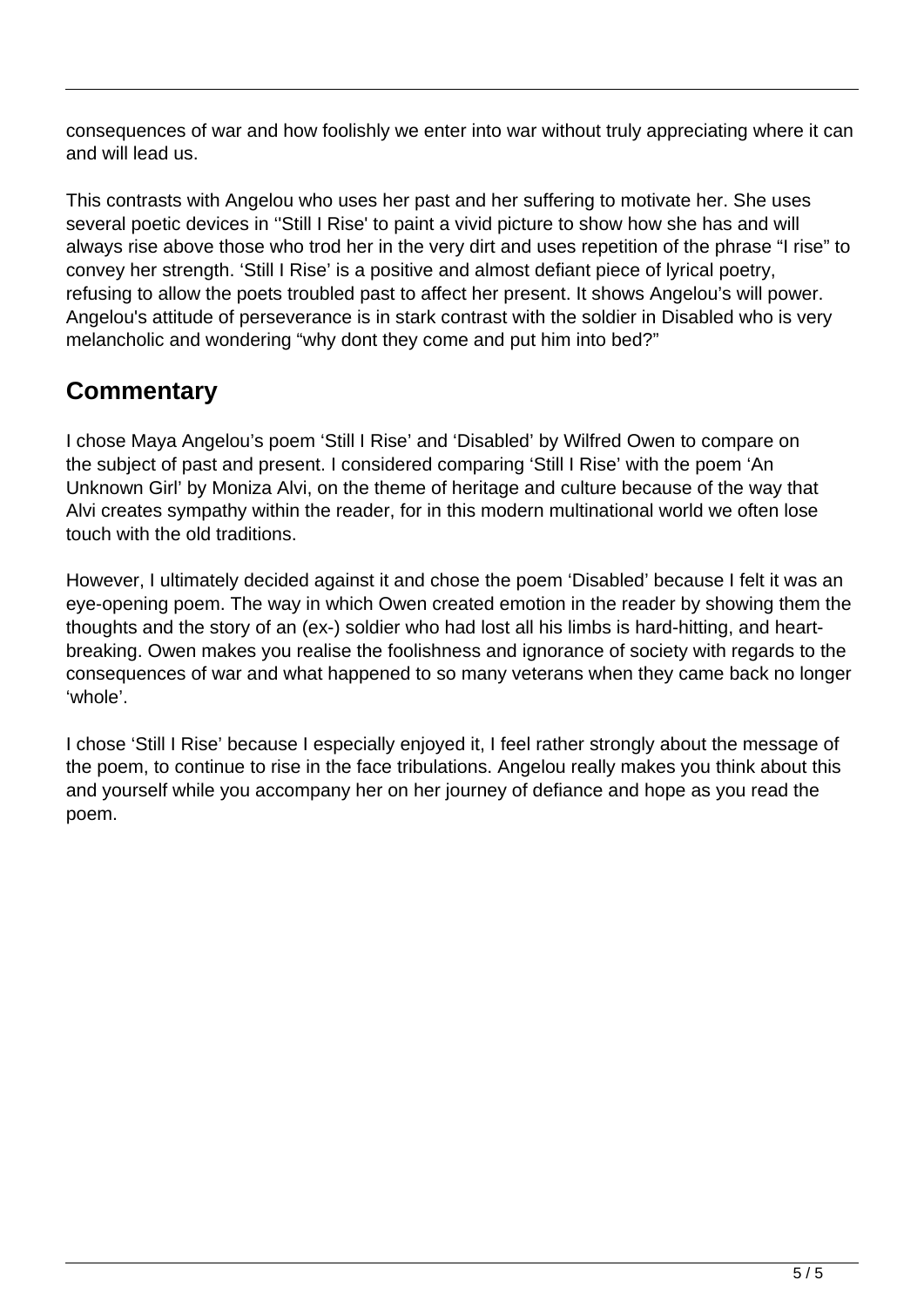consequences of war and how foolishly we enter into war without truly appreciating where it can and will lead us.

This contrasts with Angelou who uses her past and her suffering to motivate her. She uses several poetic devices in ''Still I Rise' to paint a vivid picture to show how she has and will always rise above those who trod her in the very dirt and uses repetition of the phrase “I rise” to convey her strength. ‘Still I Rise’ is a positive and almost defiant piece of lyrical poetry, refusing to allow the poets troubled past to affect her present. It shows Angelou’s will power. Angelou's attitude of perseverance is in stark contrast with the soldier in Disabled who is very melancholic and wondering “why dont they come and put him into bed?”

## Commentary

I chose Maya Angelou’s poem ‘Still I Rise’ and ‘Disabled’ by Wilfred Owen to compare on the subject of past and present. I considered comparing ‘Still I Rise’ with the poem ‘An Unknown Girl’ by Moniza Alvi, on the theme of heritage and culture because of the way that Alvi creates sympathy within the reader, for in this modern multinational world we often lose touch with the old traditions.

However, I ultimately decided against it and chose the poem ‘Disabled’ because I felt it was an eye-opening poem. The way in which Owen created emotion in the reader by showing them the thoughts and the story of an (ex-) soldier who had lost all his limbs is hard-hitting, and heart-breaking. Owen makes you realise the foolishness and ignorance of society with regards to the consequences of war and what happened to so many veterans when they came back no longer ‘whole’.

I chose ‘Still I Rise’ because I especially enjoyed it, I feel rather strongly about the message of the poem, to continue to rise in the face tribulations. Angelou really makes you think about this and yourself while you accompany her on her journey of defiance and hope as you read the poem.